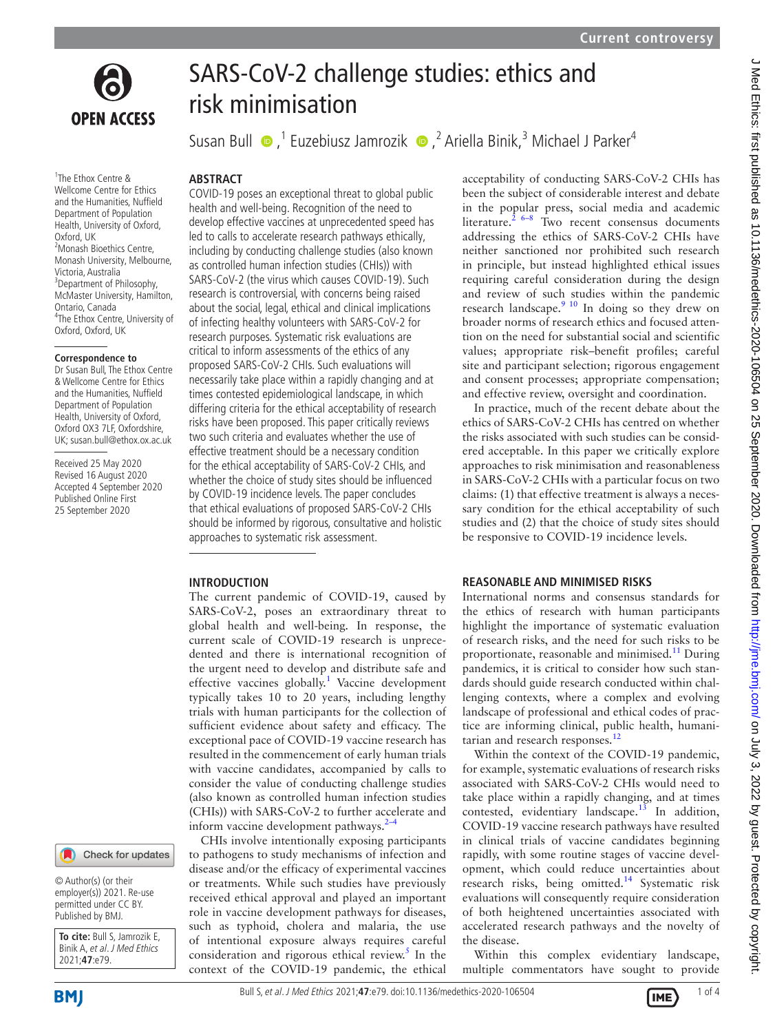# SARS-CoV-2 challenge studies: ethics and risk minimisation

Susan Bull [1], Euzebiusz Jamrozik [2], Ariella Binik [3], Michael J Parker [4]

[1] The Ethox Centre & Wellcome Centre for Ethics and the Humanities, Nuffield Department of Population Health, University of Oxford, Oxford, UK
[2] Monash Bioethics Centre, Monash University, Melbourne, Victoria, Australia
[3] Department of Philosophy, McMaster University, Hamilton, Ontario, Canada
[4] The Ethox Centre, University of Oxford, Oxford, UK

**Correspondence to**
Dr Susan Bull, The Ethox Centre & Wellcome Centre for Ethics and the Humanities, Nuffield Department of Population Health, University of Oxford, Oxford OX3 7LF, Oxfordshire, UK; susan.bull@ethox.ox.ac.uk

Received 25 May 2020
Revised 16 August 2020
Accepted 4 September 2020
Published Online First 25 September 2020

© Author(s) (or their employer(s)) 2021. Re-use permitted under CC BY. Published by BMJ.

**To cite:** Bull S, Jamrozik E, Binik A, et al. *J Med Ethics* 2021;**47**:e79.

## ABSTRACT

COVID-19 poses an exceptional threat to global public health and well-being. Recognition of the need to develop effective vaccines at unprecedented speed has led to calls to accelerate research pathways ethically, including by conducting challenge studies (also known as controlled human infection studies (CHIs)) with SARS-CoV-2 (the virus which causes COVID-19). Such research is controversial, with concerns being raised about the social, legal, ethical and clinical implications of infecting healthy volunteers with SARS-CoV-2 for research purposes. Systematic risk evaluations are critical to inform assessments of the ethics of any proposed SARS-CoV-2 CHIs. Such evaluations will necessarily take place within a rapidly changing and at times contested epidemiological landscape, in which differing criteria for the ethical acceptability of research risks have been proposed. This paper critically reviews two such criteria and evaluates whether the use of effective treatment should be a necessary condition for the ethical acceptability of SARS-CoV-2 CHIs, and whether the choice of study sites should be influenced by COVID-19 incidence levels. The paper concludes that ethical evaluations of proposed SARS-CoV-2 CHIs should be informed by rigorous, consultative and holistic approaches to systematic risk assessment.

## INTRODUCTION

The current pandemic of COVID-19, caused by SARS-CoV-2, poses an extraordinary threat to global health and well-being. In response, the current scale of COVID-19 research is unprecedented and there is international recognition of the urgent need to develop and distribute safe and effective vaccines globally.[1] Vaccine development typically takes 10 to 20 years, including lengthy trials with human participants for the collection of sufficient evidence about safety and efficacy. The exceptional pace of COVID-19 vaccine research has resulted in the commencement of early human trials with vaccine candidates, accompanied by calls to consider the value of conducting challenge studies (also known as controlled human infection studies (CHIs)) with SARS-CoV-2 to further accelerate and inform vaccine development pathways.[2–4]

CHIs involve intentionally exposing participants to pathogens to study mechanisms of infection and disease and/or the efficacy of experimental vaccines or treatments. While such studies have previously received ethical approval and played an important role in vaccine development pathways for diseases, such as typhoid, cholera and malaria, the use of intentional exposure always requires careful consideration and rigorous ethical review.[5] In the context of the COVID-19 pandemic, the ethical acceptability of conducting SARS-CoV-2 CHIs has been the subject of considerable interest and debate in the popular press, social media and academic literature.[2 6–8] Two recent consensus documents addressing the ethics of SARS-CoV-2 CHIs have neither sanctioned nor prohibited such research in principle, but instead highlighted ethical issues requiring careful consideration during the design and review of such studies within the pandemic research landscape.[9 10] In doing so they drew on broader norms of research ethics and focused attention on the need for substantial social and scientific values; appropriate risk–benefit profiles; careful site and participant selection; rigorous engagement and consent processes; appropriate compensation; and effective review, oversight and coordination.

In practice, much of the recent debate about the ethics of SARS-CoV-2 CHIs has centred on whether the risks associated with such studies can be considered acceptable. In this paper we critically explore approaches to risk minimisation and reasonableness in SARS-CoV-2 CHIs with a particular focus on two claims: (1) that effective treatment is always a necessary condition for the ethical acceptability of such studies and (2) that the choice of study sites should be responsive to COVID-19 incidence levels.

## REASONABLE AND MINIMISED RISKS

International norms and consensus standards for the ethics of research with human participants highlight the importance of systematic evaluation of research risks, and the need for such risks to be proportionate, reasonable and minimised.[11] During pandemics, it is critical to consider how such standards should guide research conducted within challenging contexts, where a complex and evolving landscape of professional and ethical codes of practice are informing clinical, public health, humanitarian and research responses.[12]

Within the context of the COVID-19 pandemic, for example, systematic evaluations of research risks associated with SARS-CoV-2 CHIs would need to take place within a rapidly changing, and at times contested, evidentiary landscape.[13] In addition, COVID-19 vaccine research pathways have resulted in clinical trials of vaccine candidates beginning rapidly, with some routine stages of vaccine development, which could reduce uncertainties about research risks, being omitted.[14] Systematic risk evaluations will consequently require consideration of both heightened uncertainties associated with accelerated research pathways and the novelty of the disease.

Within this complex evidentiary landscape, multiple commentators have sought to provide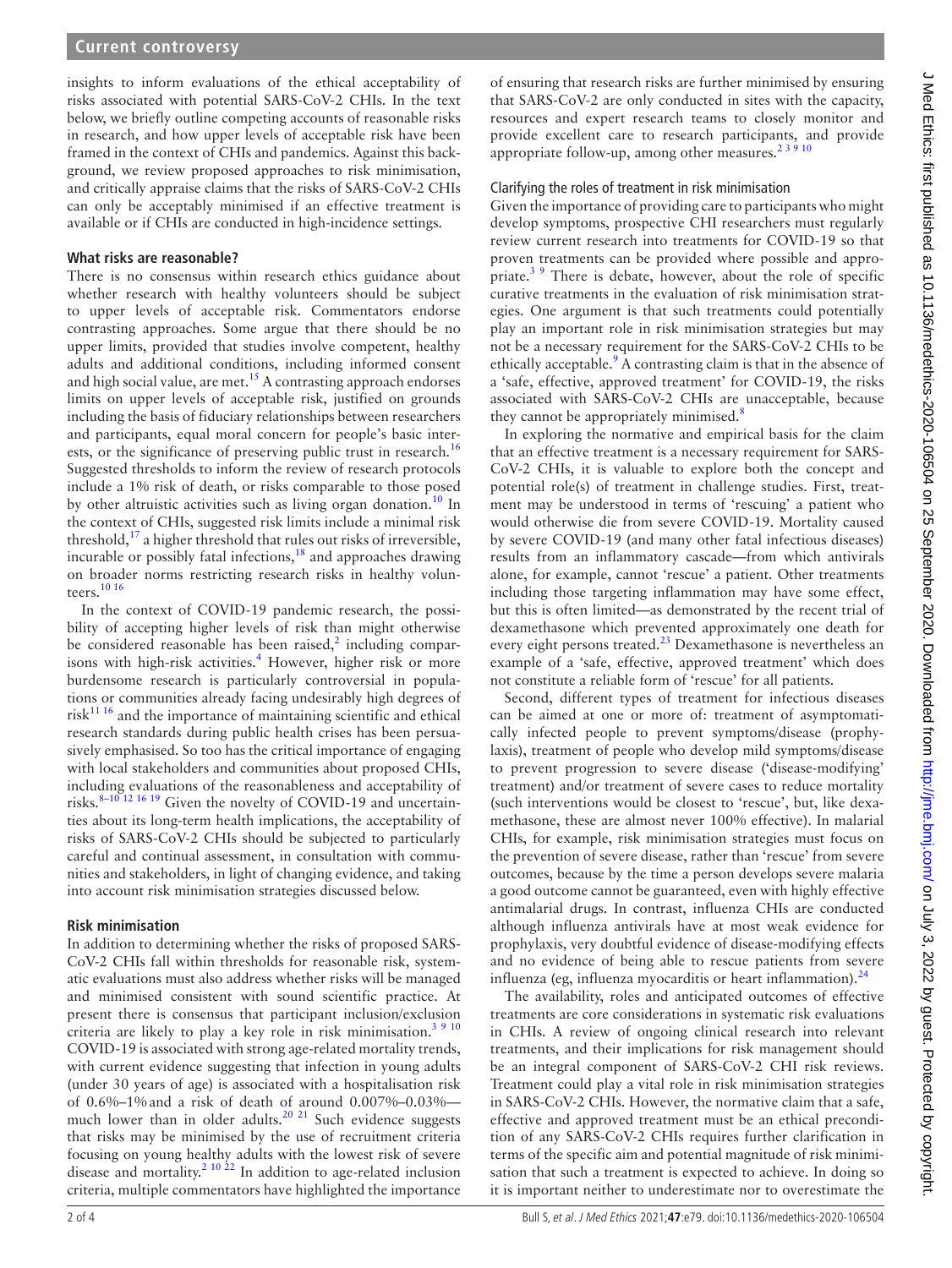insights to inform evaluations of the ethical acceptability of risks associated with potential SARS-CoV-2 CHIs. In the text below, we briefly outline competing accounts of reasonable risks in research, and how upper levels of acceptable risk have been framed in the context of CHIs and pandemics. Against this background, we review proposed approaches to risk minimisation, and critically appraise claims that the risks of SARS-CoV-2 CHIs can only be acceptably minimised if an effective treatment is available or if CHIs are conducted in high-incidence settings.

## What risks are reasonable?

There is no consensus within research ethics guidance about whether research with healthy volunteers should be subject to upper levels of acceptable risk. Commentators endorse contrasting approaches. Some argue that there should be no upper limits, provided that studies involve competent, healthy adults and additional conditions, including informed consent and high social value, are met.[15] A contrasting approach endorses limits on upper levels of acceptable risk, justified on grounds including the basis of fiduciary relationships between researchers and participants, equal moral concern for people's basic interests, or the significance of preserving public trust in research.[16] Suggested thresholds to inform the review of research protocols include a 1% risk of death, or risks comparable to those posed by other altruistic activities such as living organ donation.[10] In the context of CHIs, suggested risk limits include a minimal risk threshold,[17] a higher threshold that rules out risks of irreversible, incurable or possibly fatal infections,[18] and approaches drawing on broader norms restricting research risks in healthy volunteers.[10 16]

In the context of COVID-19 pandemic research, the possibility of accepting higher levels of risk than might otherwise be considered reasonable has been raised,[2] including comparisons with high-risk activities.[4] However, higher risk or more burdensome research is particularly controversial in populations or communities already facing undesirably high degrees of risk[11 16] and the importance of maintaining scientific and ethical research standards during public health crises has been persuasively emphasised. So too has the critical importance of engaging with local stakeholders and communities about proposed CHIs, including evaluations of the reasonableness and acceptability of risks.[8–10 12 16 19] Given the novelty of COVID-19 and uncertainties about its long-term health implications, the acceptability of risks of SARS-CoV-2 CHIs should be subjected to particularly careful and continual assessment, in consultation with communities and stakeholders, in light of changing evidence, and taking into account risk minimisation strategies discussed below.

## Risk minimisation

In addition to determining whether the risks of proposed SARS-CoV-2 CHIs fall within thresholds for reasonable risk, systematic evaluations must also address whether risks will be managed and minimised consistent with sound scientific practice. At present there is consensus that participant inclusion/exclusion criteria are likely to play a key role in risk minimisation.[3 9 10] COVID-19 is associated with strong age-related mortality trends, with current evidence suggesting that infection in young adults (under 30 years of age) is associated with a hospitalisation risk of 0.6%–1% and a risk of death of around 0.007%–0.03%—much lower than in older adults.[20 21] Such evidence suggests that risks may be minimised by the use of recruitment criteria focusing on young healthy adults with the lowest risk of severe disease and mortality.[2 10 22] In addition to age-related inclusion criteria, multiple commentators have highlighted the importance of ensuring that research risks are further minimised by ensuring that SARS-CoV-2 are only conducted in sites with the capacity, resources and expert research teams to closely monitor and provide excellent care to research participants, and provide appropriate follow-up, among other measures.[2 3 9 10]

### Clarifying the roles of treatment in risk minimisation

Given the importance of providing care to participants who might develop symptoms, prospective CHI researchers must regularly review current research into treatments for COVID-19 so that proven treatments can be provided where possible and appropriate.[3 9] There is debate, however, about the role of specific curative treatments in the evaluation of risk minimisation strategies. One argument is that such treatments could potentially play an important role in risk minimisation strategies but may not be a necessary requirement for the SARS-CoV-2 CHIs to be ethically acceptable.[9] A contrasting claim is that in the absence of a 'safe, effective, approved treatment' for COVID-19, the risks associated with SARS-CoV-2 CHIs are unacceptable, because they cannot be appropriately minimised.[8]

In exploring the normative and empirical basis for the claim that an effective treatment is a necessary requirement for SARS-CoV-2 CHIs, it is valuable to explore both the concept and potential role(s) of treatment in challenge studies. First, treatment may be understood in terms of 'rescuing' a patient who would otherwise die from severe COVID-19. Mortality caused by severe COVID-19 (and many other fatal infectious diseases) results from an inflammatory cascade—from which antivirals alone, for example, cannot 'rescue' a patient. Other treatments including those targeting inflammation may have some effect, but this is often limited—as demonstrated by the recent trial of dexamethasone which prevented approximately one death for every eight persons treated.[23] Dexamethasone is nevertheless an example of a 'safe, effective, approved treatment' which does not constitute a reliable form of 'rescue' for all patients.

Second, different types of treatment for infectious diseases can be aimed at one or more of: treatment of asymptomatically infected people to prevent symptoms/disease (prophylaxis), treatment of people who develop mild symptoms/disease to prevent progression to severe disease ('disease-modifying' treatment) and/or treatment of severe cases to reduce mortality (such interventions would be closest to 'rescue', but, like dexamethasone, these are almost never 100% effective). In malarial CHIs, for example, risk minimisation strategies must focus on the prevention of severe disease, rather than 'rescue' from severe outcomes, because by the time a person develops severe malaria a good outcome cannot be guaranteed, even with highly effective antimalarial drugs. In contrast, influenza CHIs are conducted although influenza antivirals have at most weak evidence for prophylaxis, very doubtful evidence of disease-modifying effects and no evidence of being able to rescue patients from severe influenza (eg, influenza myocarditis or heart inflammation).[24]

The availability, roles and anticipated outcomes of effective treatments are core considerations in systematic risk evaluations in CHIs. A review of ongoing clinical research into relevant treatments, and their implications for risk management should be an integral component of SARS-CoV-2 CHI risk reviews. Treatment could play a vital role in risk minimisation strategies in SARS-CoV-2 CHIs. However, the normative claim that a safe, effective and approved treatment must be an ethical precondition of any SARS-CoV-2 CHIs requires further clarification in terms of the specific aim and potential magnitude of risk minimisation that such a treatment is expected to achieve. In doing so it is important neither to underestimate nor to overestimate the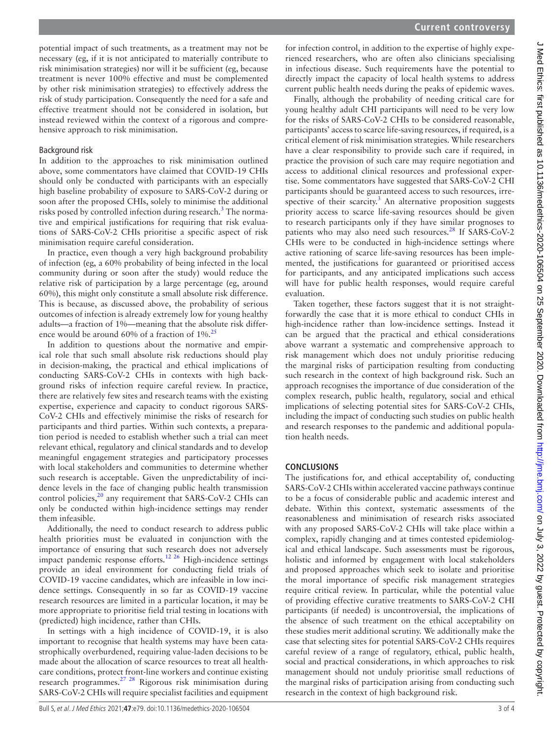potential impact of such treatments, as a treatment may not be necessary (eg, if it is not anticipated to materially contribute to risk minimisation strategies) nor will it be sufficient (eg, because treatment is never 100% effective and must be complemented by other risk minimisation strategies) to effectively address the risk of study participation. Consequently the need for a safe and effective treatment should not be considered in isolation, but instead reviewed within the context of a rigorous and comprehensive approach to risk minimisation.

### Background risk

In addition to the approaches to risk minimisation outlined above, some commentators have claimed that COVID-19 CHIs should only be conducted with participants with an especially high baseline probability of exposure to SARS-CoV-2 during or soon after the proposed CHIs, solely to minimise the additional risks posed by controlled infection during research.[3] The normative and empirical justifications for requiring that risk evaluations of SARS-CoV-2 CHIs prioritise a specific aspect of risk minimisation require careful consideration.

In practice, even though a very high background probability of infection (eg, a 60% probability of being infected in the local community during or soon after the study) would reduce the relative risk of participation by a large percentage (eg, around 60%), this might only constitute a small absolute risk difference. This is because, as discussed above, the probability of serious outcomes of infection is already extremely low for young healthy adults—a fraction of 1%—meaning that the absolute risk difference would be around 60% of a fraction of 1%.[25]

In addition to questions about the normative and empirical role that such small absolute risk reductions should play in decision-making, the practical and ethical implications of conducting SARS-CoV-2 CHIs in contexts with high background risks of infection require careful review. In practice, there are relatively few sites and research teams with the existing expertise, experience and capacity to conduct rigorous SARS-CoV-2 CHIs and effectively minimise the risks of research for participants and third parties. Within such contexts, a preparation period is needed to establish whether such a trial can meet relevant ethical, regulatory and clinical standards and to develop meaningful engagement strategies and participatory processes with local stakeholders and communities to determine whether such research is acceptable. Given the unpredictability of incidence levels in the face of changing public health transmission control policies,[20] any requirement that SARS-CoV-2 CHIs can only be conducted within high-incidence settings may render them infeasible.

Additionally, the need to conduct research to address public health priorities must be evaluated in conjunction with the importance of ensuring that such research does not adversely impact pandemic response efforts.[12 26] High-incidence settings provide an ideal environment for conducting field trials of COVID-19 vaccine candidates, which are infeasible in low incidence settings. Consequently in so far as COVID-19 vaccine research resources are limited in a particular location, it may be more appropriate to prioritise field trial testing in locations with (predicted) high incidence, rather than CHIs.

In settings with a high incidence of COVID-19, it is also important to recognise that health systems may have been catastrophically overburdened, requiring value-laden decisions to be made about the allocation of scarce resources to treat all healthcare conditions, protect front-line workers and continue existing research programmes.[27 28] Rigorous risk minimisation during SARS-CoV-2 CHIs will require specialist facilities and equipment for infection control, in addition to the expertise of highly experienced researchers, who are often also clinicians specialising in infectious disease. Such requirements have the potential to directly impact the capacity of local health systems to address current public health needs during the peaks of epidemic waves.

Finally, although the probability of needing critical care for young healthy adult CHI participants will need to be very low for the risks of SARS-CoV-2 CHIs to be considered reasonable, participants' access to scarce life-saving resources, if required, is a critical element of risk minimisation strategies. While researchers have a clear responsibility to provide such care if required, in practice the provision of such care may require negotiation and access to additional clinical resources and professional expertise. Some commentators have suggested that SARS-CoV-2 CHI participants should be guaranteed access to such resources, irrespective of their scarcity.[3] An alternative proposition suggests priority access to scarce life-saving resources should be given to research participants only if they have similar prognoses to patients who may also need such resources.[28] If SARS-CoV-2 CHIs were to be conducted in high-incidence settings where active rationing of scarce life-saving resources has been implemented, the justifications for guaranteed or prioritised access for participants, and any anticipated implications such access will have for public health responses, would require careful evaluation.

Taken together, these factors suggest that it is not straightforwardly the case that it is more ethical to conduct CHIs in high-incidence rather than low-incidence settings. Instead it can be argued that the practical and ethical considerations above warrant a systematic and comprehensive approach to risk management which does not unduly prioritise reducing the marginal risks of participation resulting from conducting such research in the context of high background risk. Such an approach recognises the importance of due consideration of the complex research, public health, regulatory, social and ethical implications of selecting potential sites for SARS-CoV-2 CHIs, including the impact of conducting such studies on public health and research responses to the pandemic and additional population health needs.

## CONCLUSIONS

The justifications for, and ethical acceptability of, conducting SARS-CoV-2 CHIs within accelerated vaccine pathways continue to be a focus of considerable public and academic interest and debate. Within this context, systematic assessments of the reasonableness and minimisation of research risks associated with any proposed SARS-CoV-2 CHIs will take place within a complex, rapidly changing and at times contested epidemiological and ethical landscape. Such assessments must be rigorous, holistic and informed by engagement with local stakeholders and proposed approaches which seek to isolate and prioritise the moral importance of specific risk management strategies require critical review. In particular, while the potential value of providing effective curative treatments to SARS-CoV-2 CHI participants (if needed) is uncontroversial, the implications of the absence of such treatment on the ethical acceptability on these studies merit additional scrutiny. We additionally make the case that selecting sites for potential SARS-CoV-2 CHIs requires careful review of a range of regulatory, ethical, public health, social and practical considerations, in which approaches to risk management should not unduly prioritise small reductions of the marginal risks of participation arising from conducting such research in the context of high background risk.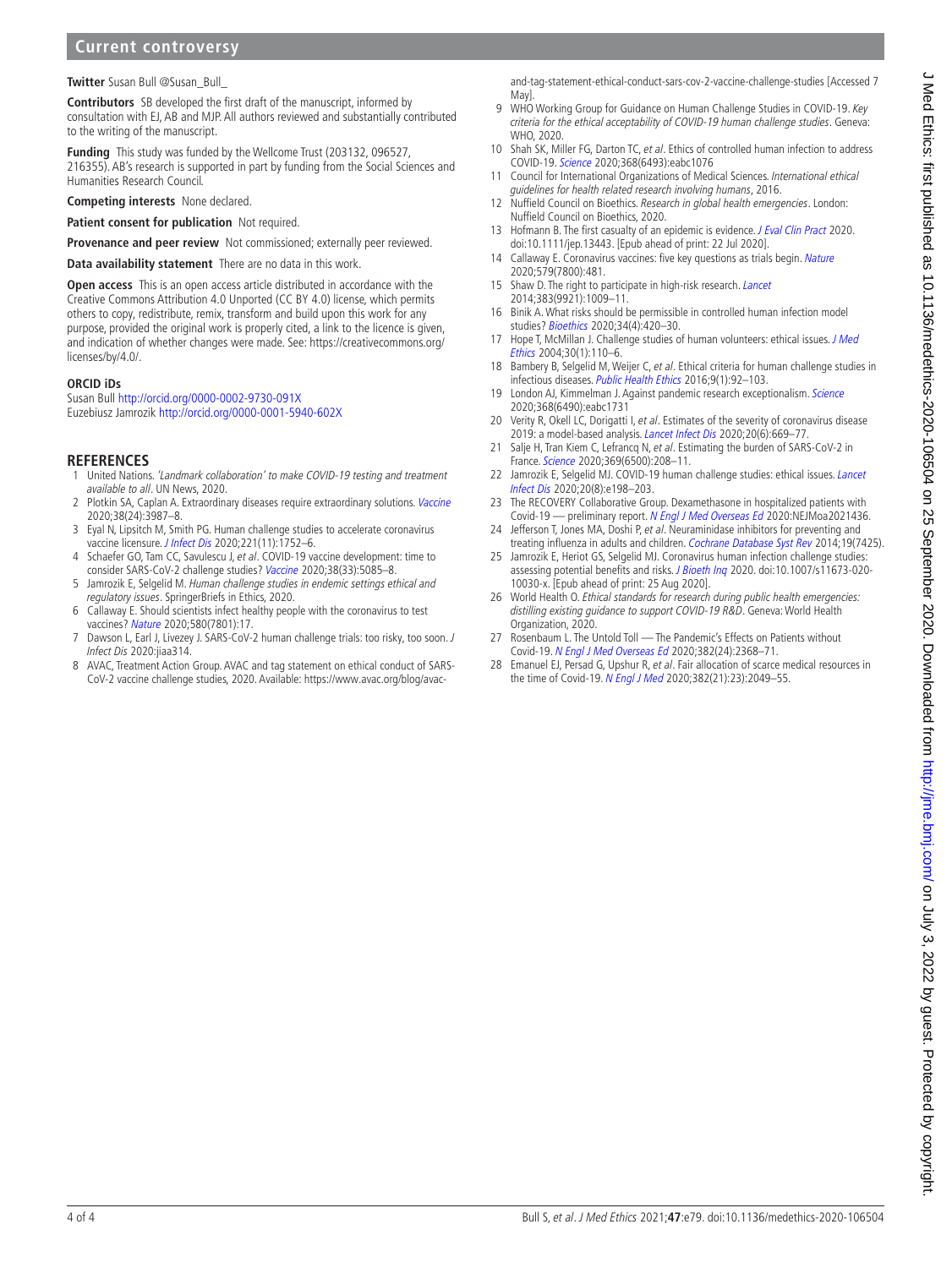**Twitter** Susan Bull @Susan_Bull_

**Contributors** SB developed the first draft of the manuscript, informed by consultation with EJ, AB and MJP. All authors reviewed and substantially contributed to the writing of the manuscript.

**Funding** This study was funded by the Wellcome Trust (203132, 096527, 216355). AB's research is supported in part by funding from the Social Sciences and Humanities Research Council.

**Competing interests** None declared.

**Patient consent for publication** Not required.

**Provenance and peer review** Not commissioned; externally peer reviewed.

**Data availability statement** There are no data in this work.

**Open access** This is an open access article distributed in accordance with the Creative Commons Attribution 4.0 Unported (CC BY 4.0) license, which permits others to copy, redistribute, remix, transform and build upon this work for any purpose, provided the original work is properly cited, a link to the licence is given, and indication of whether changes were made. See: https://creativecommons.org/licenses/by/4.0/.

**ORCID iDs**

Susan Bull http://orcid.org/0000-0002-9730-091X
Euzebiusz Jamrozik http://orcid.org/0000-0001-5940-602X

## REFERENCES

1. United Nations. *'Landmark collaboration' to make COVID-19 testing and treatment available to all*. UN News, 2020.
2. Plotkin SA, Caplan A. Extraordinary diseases require extraordinary solutions. *Vaccine* 2020;38(24):3987–8.
3. Eyal N, Lipsitch M, Smith PG. Human challenge studies to accelerate coronavirus vaccine licensure. *J Infect Dis* 2020;221(11):1752–6.
4. Schaefer GO, Tam CC, Savulescu J, *et al*. COVID-19 vaccine development: time to consider SARS-CoV-2 challenge studies? *Vaccine* 2020;38(33):5085–8.
5. Jamrozik E, Selgelid M. *Human challenge studies in endemic settings ethical and regulatory issues*. SpringerBriefs in Ethics, 2020.
6. Callaway E. Should scientists infect healthy people with the coronavirus to test vaccines? *Nature* 2020;580(7801):17.
7. Dawson L, Earl J, Livezey J. SARS-CoV-2 human challenge trials: too risky, too soon. *J Infect Dis* 2020:jiaa314.
8. AVAC, Treatment Action Group. AVAC and tag statement on ethical conduct of SARS-CoV-2 vaccine challenge studies, 2020. Available: https://www.avac.org/blog/avac-and-tag-statement-ethical-conduct-sars-cov-2-vaccine-challenge-studies [Accessed 7 May].
9. WHO Working Group for Guidance on Human Challenge Studies in COVID-19. *Key criteria for the ethical acceptability of COVID-19 human challenge studies*. Geneva: WHO, 2020.
10. Shah SK, Miller FG, Darton TC, *et al*. Ethics of controlled human infection to address COVID-19. *Science* 2020;368(6493):eabc1076
11. Council for International Organizations of Medical Sciences. *International ethical guidelines for health related research involving humans*, 2016.
12. Nuffield Council on Bioethics. *Research in global health emergencies*. London: Nuffield Council on Bioethics, 2020.
13. Hofmann B. The first casualty of an epidemic is evidence. *J Eval Clin Pract* 2020. doi:10.1111/jep.13443. [Epub ahead of print: 22 Jul 2020].
14. Callaway E. Coronavirus vaccines: five key questions as trials begin. *Nature* 2020;579(7800):481.
15. Shaw D. The right to participate in high-risk research. *Lancet* 2014;383(9921):1009–11.
16. Binik A. What risks should be permissible in controlled human infection model studies? *Bioethics* 2020;34(4):420–30.
17. Hope T, McMillan J. Challenge studies of human volunteers: ethical issues. *J Med Ethics* 2004;30(1):110–6.
18. Bambery B, Selgelid M, Weijer C, *et al*. Ethical criteria for human challenge studies in infectious diseases. *Public Health Ethics* 2016;9(1):92–103.
19. London AJ, Kimmelman J. Against pandemic research exceptionalism. *Science* 2020;368(6490):eabc1731
20. Verity R, Okell LC, Dorigatti I, *et al*. Estimates of the severity of coronavirus disease 2019: a model-based analysis. *Lancet Infect Dis* 2020;20(6):669–77.
21. Salje H, Tran Kiem C, Lefrancq N, *et al*. Estimating the burden of SARS-CoV-2 in France. *Science* 2020;369(6500):208–11.
22. Jamrozik E, Selgelid MJ. COVID-19 human challenge studies: ethical issues. *Lancet Infect Dis* 2020;20(8):e198–203.
23. The RECOVERY Collaborative Group. Dexamethasone in hospitalized patients with Covid-19 — preliminary report. *N Engl J Med Overseas Ed* 2020:NEJMoa2021436.
24. Jefferson T, Jones MA, Doshi P, *et al*. Neuraminidase inhibitors for preventing and treating influenza in adults and children. *Cochrane Database Syst Rev* 2014;19(7425).
25. Jamrozik E, Heriot GS, Selgelid MJ. Coronavirus human infection challenge studies: assessing potential benefits and risks. *J Bioeth Inq* 2020. doi:10.1007/s11673-020-10030-x. [Epub ahead of print: 25 Aug 2020].
26. World Health O. *Ethical standards for research during public health emergencies: distilling existing guidance to support COVID-19 R&D*. Geneva: World Health Organization, 2020.
27. Rosenbaum L. The Untold Toll — The Pandemic's Effects on Patients without Covid-19. *N Engl J Med Overseas Ed* 2020;382(24):2368–71.
28. Emanuel EJ, Persad G, Upshur R, *et al*. Fair allocation of scarce medical resources in the time of Covid-19. *N Engl J Med* 2020;382(21):23):2049–55.